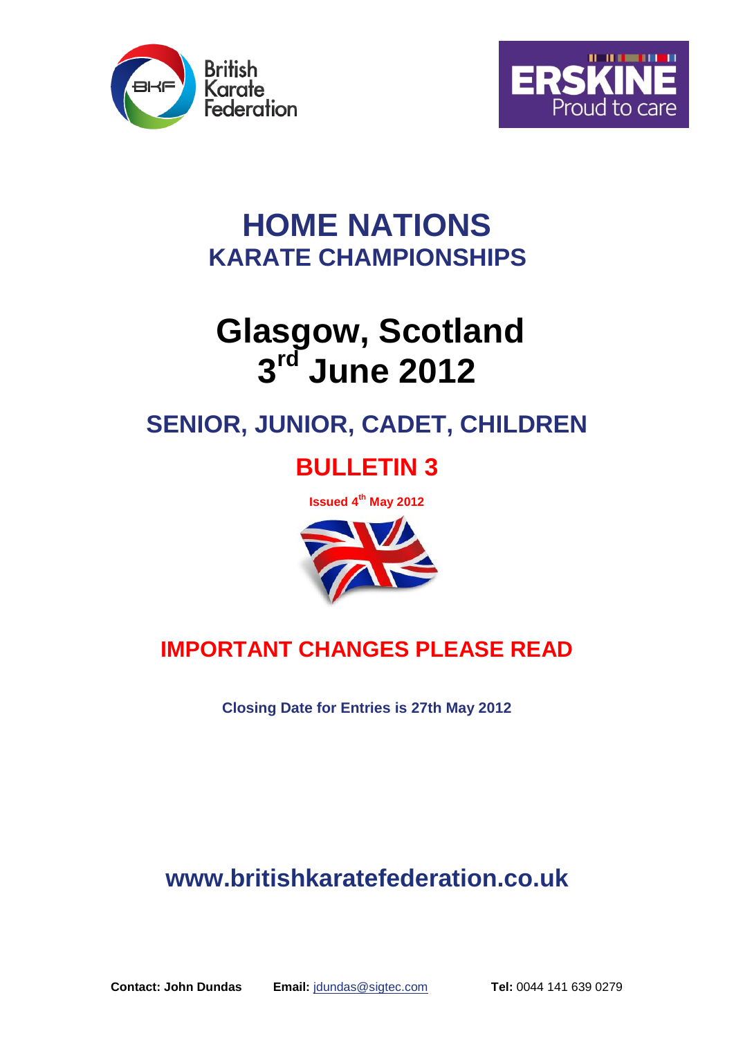British Karate Federation

ERSKINE Proud to care

# HOME NATIONS
## KARATE CHAMPIONSHIPS

# Glasgow, Scotland
# 3rd June 2012

## SENIOR, JUNIOR, CADET, CHILDREN

## BULLETIN 3

**Issued 4th May 2012**

## IMPORTANT CHANGES PLEASE READ

**Closing Date for Entries is 27th May 2012**

## www.britishkaratefederation.co.uk

**Contact: John Dundas** **Email:** jdundas@sigtec.com **Tel:** 0044 141 639 0279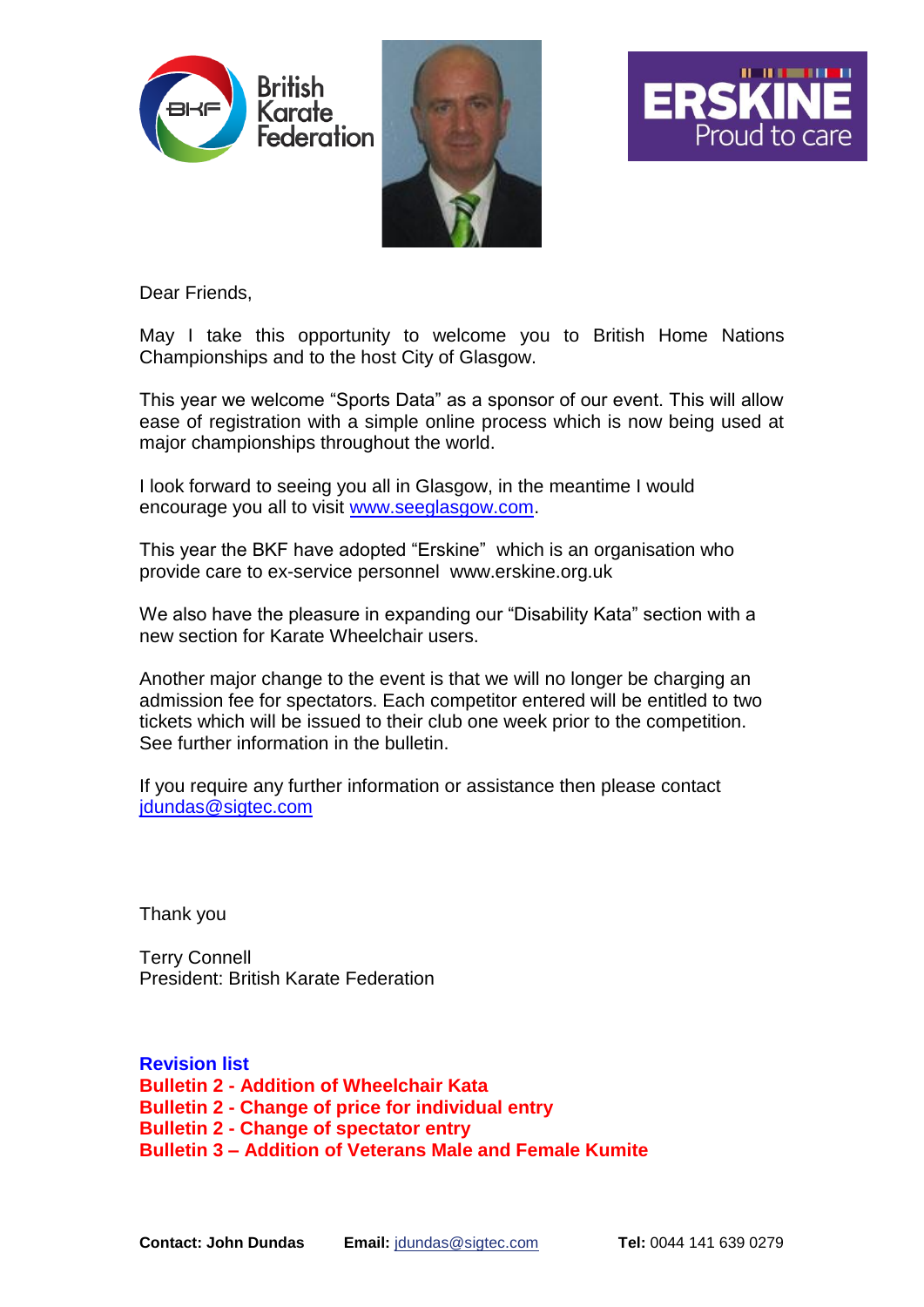Dear Friends,

May I take this opportunity to welcome you to British Home Nations Championships and to the host City of Glasgow.

This year we welcome "Sports Data" as a sponsor of our event. This will allow ease of registration with a simple online process which is now being used at major championships throughout the world.

I look forward to seeing you all in Glasgow, in the meantime I would encourage you all to visit [www.seeglasgow.com](http://www.seeglasgow.com).

This year the BKF have adopted "Erskine" which is an organisation who provide care to ex-service personnel www.erskine.org.uk

We also have the pleasure in expanding our "Disability Kata" section with a new section for Karate Wheelchair users.

Another major change to the event is that we will no longer be charging an admission fee for spectators. Each competitor entered will be entitled to two tickets which will be issued to their club one week prior to the competition. See further information in the bulletin.

If you require any further information or assistance then please contact [jdundas@sigtec.com](mailto:jdundas@sigtec.com)

Thank you

Terry Connell
President: British Karate Federation

**Revision list**
**Bulletin 2 - Addition of Wheelchair Kata**
**Bulletin 2 - Change of price for individual entry**
**Bulletin 2 - Change of spectator entry**
**Bulletin 3 – Addition of Veterans Male and Female Kumite**

**Contact: John Dundas** **Email:** [jdundas@sigtec.com](mailto:jdundas@sigtec.com) **Tel:** 0044 141 639 0279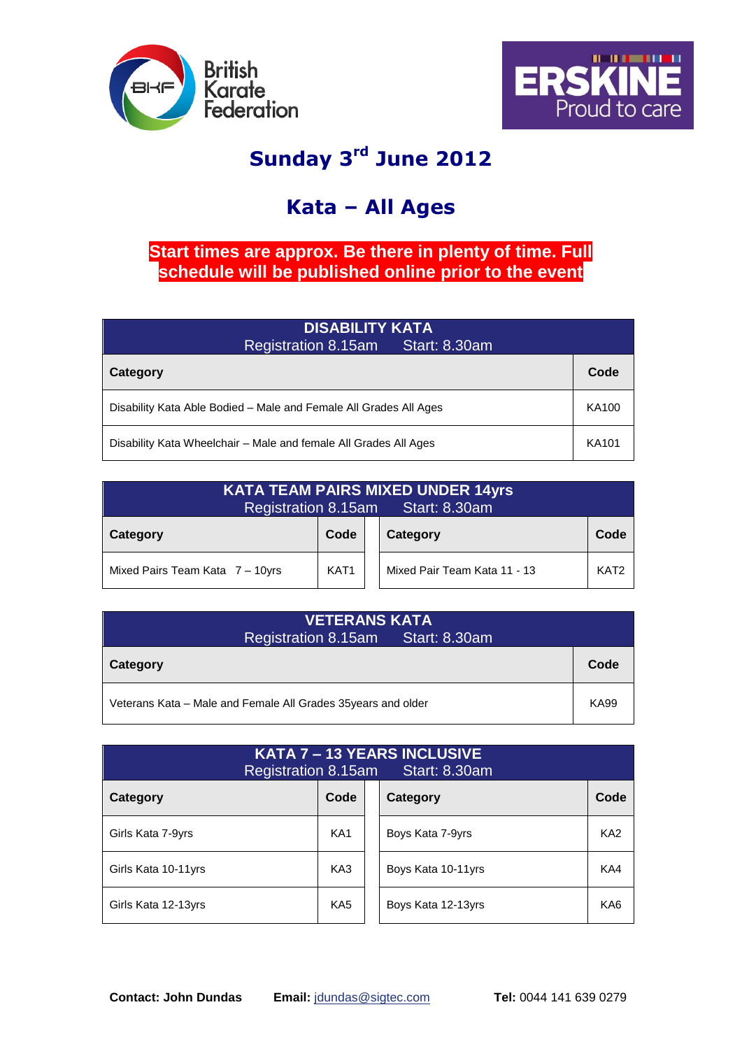British Karate Federation

ERSKINE Proud to care

# Sunday 3rd June 2012

## Kata – All Ages

**Start times are approx. Be there in plenty of time. Full schedule will be published online prior to the event**

| DISABILITY KATA<br>Registration 8.15am Start: 8.30am | |
|---|---|
| **Category** | **Code** |
| Disability Kata Able Bodied – Male and Female All Grades All Ages | KA100 |
| Disability Kata Wheelchair – Male and female All Grades All Ages | KA101 |

| KATA TEAM PAIRS MIXED UNDER 14yrs<br>Registration 8.15am Start: 8.30am | | | |
|---|---|---|---|
| **Category** | **Code** | **Category** | **Code** |
| Mixed Pairs Team Kata 7 – 10yrs | KAT1 | Mixed Pair Team Kata 11 - 13 | KAT2 |

| VETERANS KATA<br>Registration 8.15am Start: 8.30am | |
|---|---|
| **Category** | **Code** |
| Veterans Kata – Male and Female All Grades 35years and older | KA99 |

| KATA 7 – 13 YEARS INCLUSIVE<br>Registration 8.15am Start: 8.30am | | | |
|---|---|---|---|
| **Category** | **Code** | **Category** | **Code** |
| Girls Kata 7-9yrs | KA1 | Boys Kata 7-9yrs | KA2 |
| Girls Kata 10-11yrs | KA3 | Boys Kata 10-11yrs | KA4 |
| Girls Kata 12-13yrs | KA5 | Boys Kata 12-13yrs | KA6 |

**Contact: John Dundas** **Email:** jdundas@sigtec.com **Tel:** 0044 141 639 0279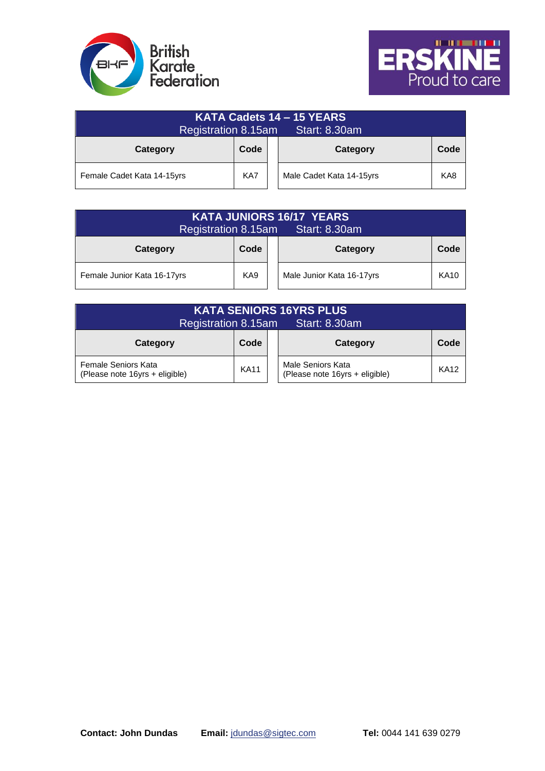| KATA Cadets 14 – 15 YEARS<br>Registration 8.15am Start: 8.30am | | | |
|---|---|---|---|
| **Category** | **Code** | **Category** | **Code** |
| Female Cadet Kata 14-15yrs | KA7 | Male Cadet Kata 14-15yrs | KA8 |

| KATA JUNIORS 16/17 YEARS<br>Registration 8.15am Start: 8.30am | | | |
|---|---|---|---|
| **Category** | **Code** | **Category** | **Code** |
| Female Junior Kata 16-17yrs | KA9 | Male Junior Kata 16-17yrs | KA10 |

| KATA SENIORS 16YRS PLUS<br>Registration 8.15am Start: 8.30am | | | |
|---|---|---|---|
| **Category** | **Code** | **Category** | **Code** |
| Female Seniors Kata<br>(Please note 16yrs + eligible) | KA11 | Male Seniors Kata<br>(Please note 16yrs + eligible) | KA12 |

**Contact: John Dundas** **Email:** jdundas@sigtec.com **Tel:** 0044 141 639 0279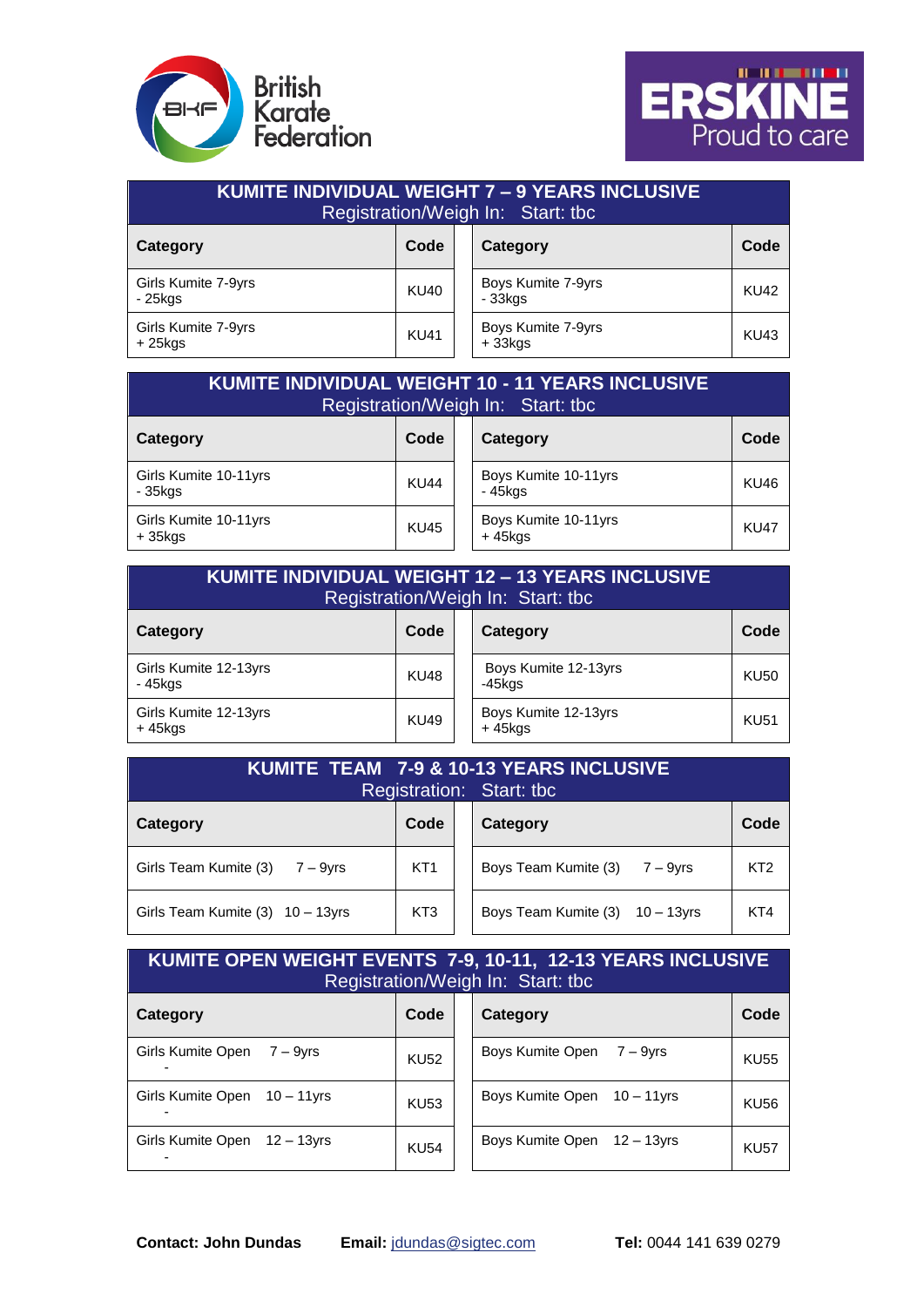British Karate Federation

ERSKINE Proud to care

## KUMITE INDIVIDUAL WEIGHT 7 – 9 YEARS INCLUSIVE

Registration/Weigh In: Start: tbc

| Category | Code | Category | Code |
|---|---|---|---|
| Girls Kumite 7-9yrs - 25kgs | KU40 | Boys Kumite 7-9yrs - 33kgs | KU42 |
| Girls Kumite 7-9yrs + 25kgs | KU41 | Boys Kumite 7-9yrs + 33kgs | KU43 |

## KUMITE INDIVIDUAL WEIGHT 10 - 11 YEARS INCLUSIVE

Registration/Weigh In: Start: tbc

| Category | Code | Category | Code |
|---|---|---|---|
| Girls Kumite 10-11yrs - 35kgs | KU44 | Boys Kumite 10-11yrs - 45kgs | KU46 |
| Girls Kumite 10-11yrs + 35kgs | KU45 | Boys Kumite 10-11yrs + 45kgs | KU47 |

## KUMITE INDIVIDUAL WEIGHT 12 – 13 YEARS INCLUSIVE

Registration/Weigh In: Start: tbc

| Category | Code | Category | Code |
|---|---|---|---|
| Girls Kumite 12-13yrs - 45kgs | KU48 | Boys Kumite 12-13yrs -45kgs | KU50 |
| Girls Kumite 12-13yrs + 45kgs | KU49 | Boys Kumite 12-13yrs + 45kgs | KU51 |

## KUMITE TEAM 7-9 & 10-13 YEARS INCLUSIVE

Registration: Start: tbc

| Category | Code | Category | Code |
|---|---|---|---|
| Girls Team Kumite (3) 7 – 9yrs | KT1 | Boys Team Kumite (3) 7 – 9yrs | KT2 |
| Girls Team Kumite (3) 10 – 13yrs | KT3 | Boys Team Kumite (3) 10 – 13yrs | KT4 |

## KUMITE OPEN WEIGHT EVENTS 7-9, 10-11, 12-13 YEARS INCLUSIVE

Registration/Weigh In: Start: tbc

| Category | Code | Category | Code |
|---|---|---|---|
| Girls Kumite Open 7 – 9yrs - | KU52 | Boys Kumite Open 7 – 9yrs | KU55 |
| Girls Kumite Open 10 – 11yrs - | KU53 | Boys Kumite Open 10 – 11yrs | KU56 |
| Girls Kumite Open 12 – 13yrs - | KU54 | Boys Kumite Open 12 – 13yrs | KU57 |

**Contact: John Dundas** **Email:** jdundas@sigtec.com **Tel:** 0044 141 639 0279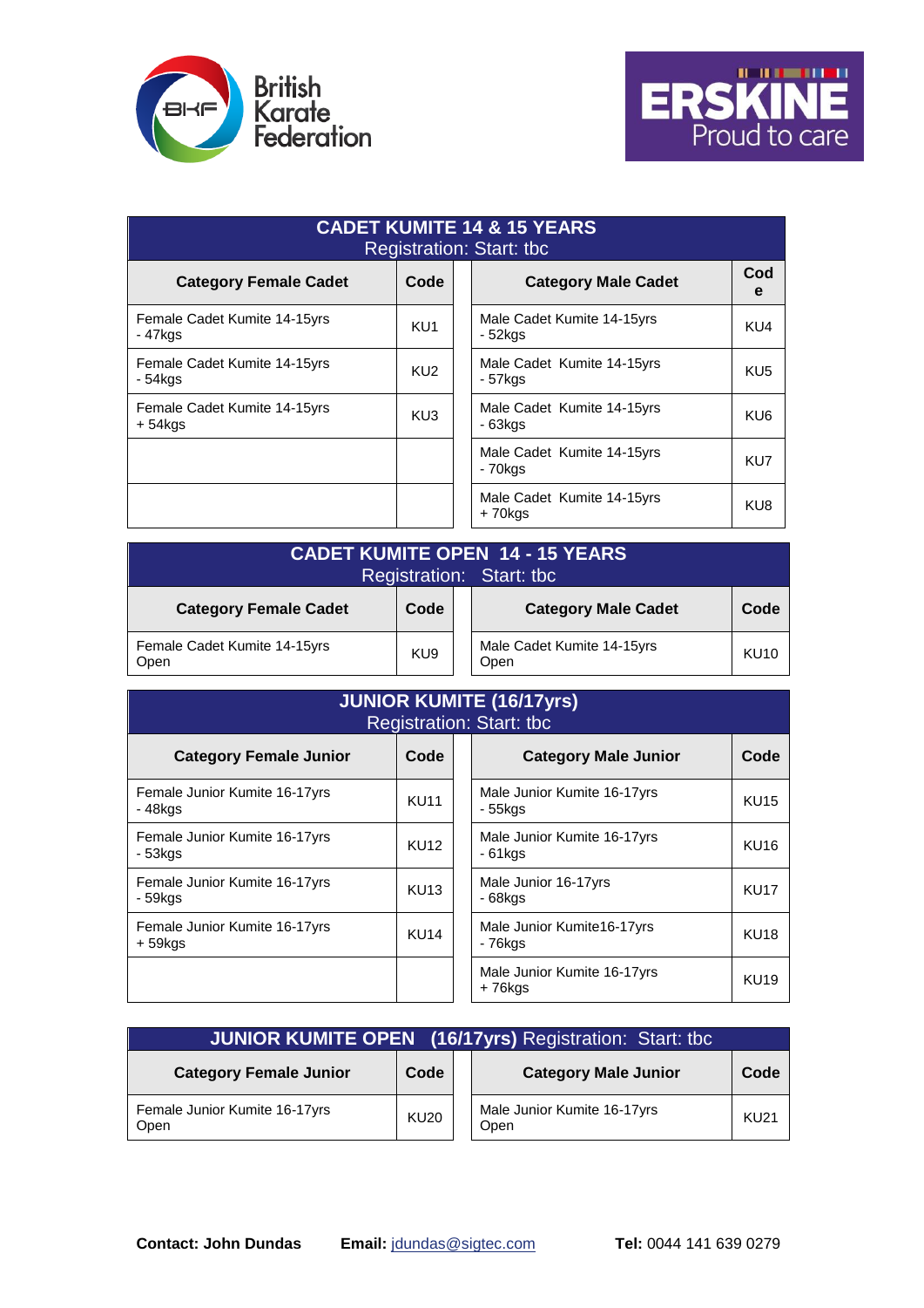British Karate Federation

ERSKINE Proud to care

| CADET KUMITE 14 & 15 YEARS<br>Registration: Start: tbc | | | |
|---|---|---|---|
| **Category Female Cadet** | **Code** | **Category Male Cadet** | **Code** |
| Female Cadet Kumite 14-15yrs - 47kgs | KU1 | Male Cadet Kumite 14-15yrs - 52kgs | KU4 |
| Female Cadet Kumite 14-15yrs - 54kgs | KU2 | Male Cadet Kumite 14-15yrs - 57kgs | KU5 |
| Female Cadet Kumite 14-15yrs + 54kgs | KU3 | Male Cadet Kumite 14-15yrs - 63kgs | KU6 |
| | | Male Cadet Kumite 14-15yrs - 70kgs | KU7 |
| | | Male Cadet Kumite 14-15yrs + 70kgs | KU8 |

| CADET KUMITE OPEN 14 - 15 YEARS<br>Registration: Start: tbc | | | |
|---|---|---|---|
| **Category Female Cadet** | **Code** | **Category Male Cadet** | **Code** |
| Female Cadet Kumite 14-15yrs Open | KU9 | Male Cadet Kumite 14-15yrs Open | KU10 |

| JUNIOR KUMITE (16/17yrs)<br>Registration: Start: tbc | | | |
|---|---|---|---|
| **Category Female Junior** | **Code** | **Category Male Junior** | **Code** |
| Female Junior Kumite 16-17yrs - 48kgs | KU11 | Male Junior Kumite 16-17yrs - 55kgs | KU15 |
| Female Junior Kumite 16-17yrs - 53kgs | KU12 | Male Junior Kumite 16-17yrs - 61kgs | KU16 |
| Female Junior Kumite 16-17yrs - 59kgs | KU13 | Male Junior 16-17yrs - 68kgs | KU17 |
| Female Junior Kumite 16-17yrs + 59kgs | KU14 | Male Junior Kumite16-17yrs - 76kgs | KU18 |
| | | Male Junior Kumite 16-17yrs + 76kgs | KU19 |

| JUNIOR KUMITE OPEN (16/17yrs) Registration: Start: tbc | | | |
|---|---|---|---|
| **Category Female Junior** | **Code** | **Category Male Junior** | **Code** |
| Female Junior Kumite 16-17yrs Open | KU20 | Male Junior Kumite 16-17yrs Open | KU21 |

**Contact: John Dundas** **Email:** jdundas@sigtec.com **Tel:** 0044 141 639 0279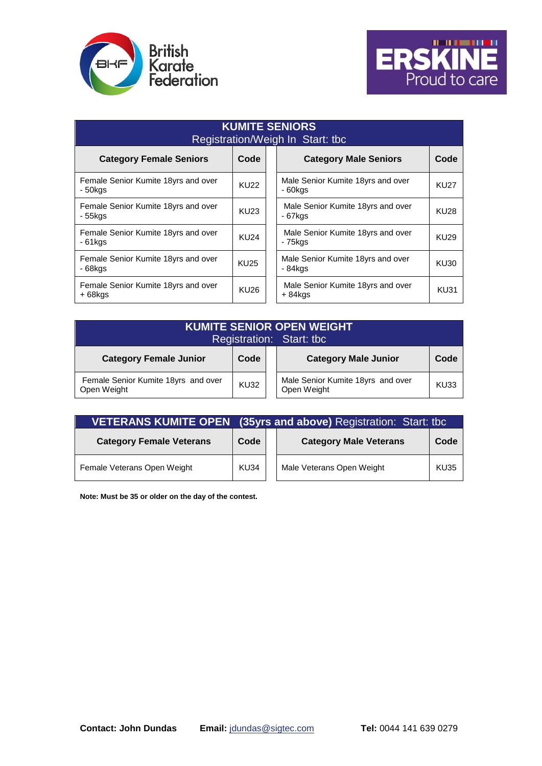British Karate Federation

ERSKINE Proud to care

| KUMITE SENIORS Registration/Weigh In Start: tbc | | | |
|---|---|---|---|
| **Category Female Seniors** | **Code** | **Category Male Seniors** | **Code** |
| Female Senior Kumite 18yrs and over - 50kgs | KU22 | Male Senior Kumite 18yrs and over - 60kgs | KU27 |
| Female Senior Kumite 18yrs and over - 55kgs | KU23 | Male Senior Kumite 18yrs and over - 67kgs | KU28 |
| Female Senior Kumite 18yrs and over - 61kgs | KU24 | Male Senior Kumite 18yrs and over - 75kgs | KU29 |
| Female Senior Kumite 18yrs and over - 68kgs | KU25 | Male Senior Kumite 18yrs and over - 84kgs | KU30 |
| Female Senior Kumite 18yrs and over + 68kgs | KU26 | Male Senior Kumite 18yrs and over + 84kgs | KU31 |

| KUMITE SENIOR OPEN WEIGHT Registration: Start: tbc | | | |
|---|---|---|---|
| **Category Female Junior** | **Code** | **Category Male Junior** | **Code** |
| Female Senior Kumite 18yrs and over Open Weight | KU32 | Male Senior Kumite 18yrs and over Open Weight | KU33 |

| VETERANS KUMITE OPEN (35yrs and above) Registration: Start: tbc | | | |
|---|---|---|---|
| **Category Female Veterans** | **Code** | **Category Male Veterans** | **Code** |
| Female Veterans Open Weight | KU34 | Male Veterans Open Weight | KU35 |

**Note: Must be 35 or older on the day of the contest.**

**Contact: John Dundas** **Email:** jdundas@sigtec.com **Tel:** 0044 141 639 0279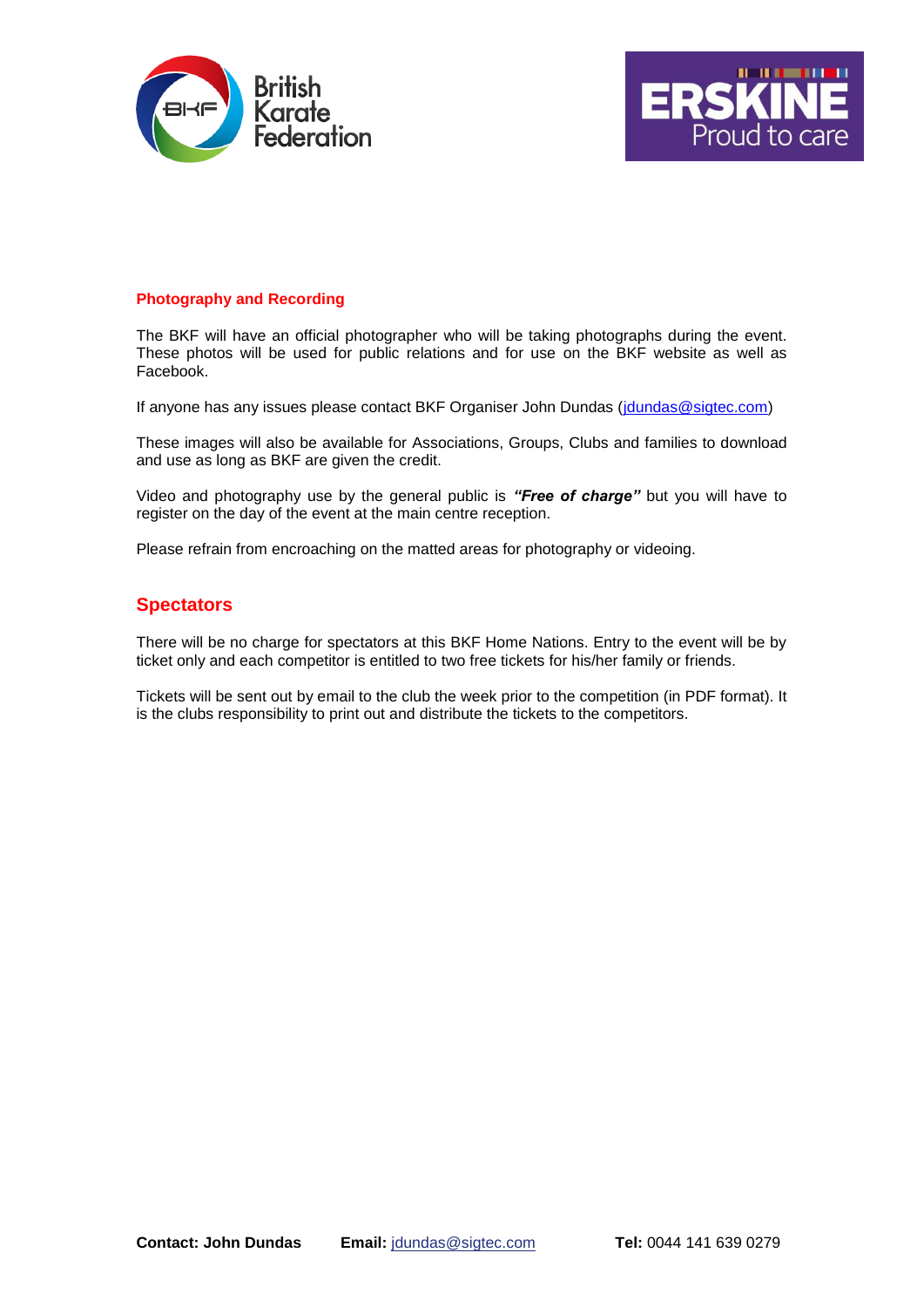## Photography and Recording

The BKF will have an official photographer who will be taking photographs during the event. These photos will be used for public relations and for use on the BKF website as well as Facebook.

If anyone has any issues please contact BKF Organiser John Dundas (jdundas@sigtec.com)

These images will also be available for Associations, Groups, Clubs and families to download and use as long as BKF are given the credit.

Video and photography use by the general public is ***"Free of charge"*** but you will have to register on the day of the event at the main centre reception.

Please refrain from encroaching on the matted areas for photography or videoing.

## Spectators

There will be no charge for spectators at this BKF Home Nations. Entry to the event will be by ticket only and each competitor is entitled to two free tickets for his/her family or friends.

Tickets will be sent out by email to the club the week prior to the competition (in PDF format). It is the clubs responsibility to print out and distribute the tickets to the competitors.

**Contact: John Dundas** **Email:** jdundas@sigtec.com **Tel:** 0044 141 639 0279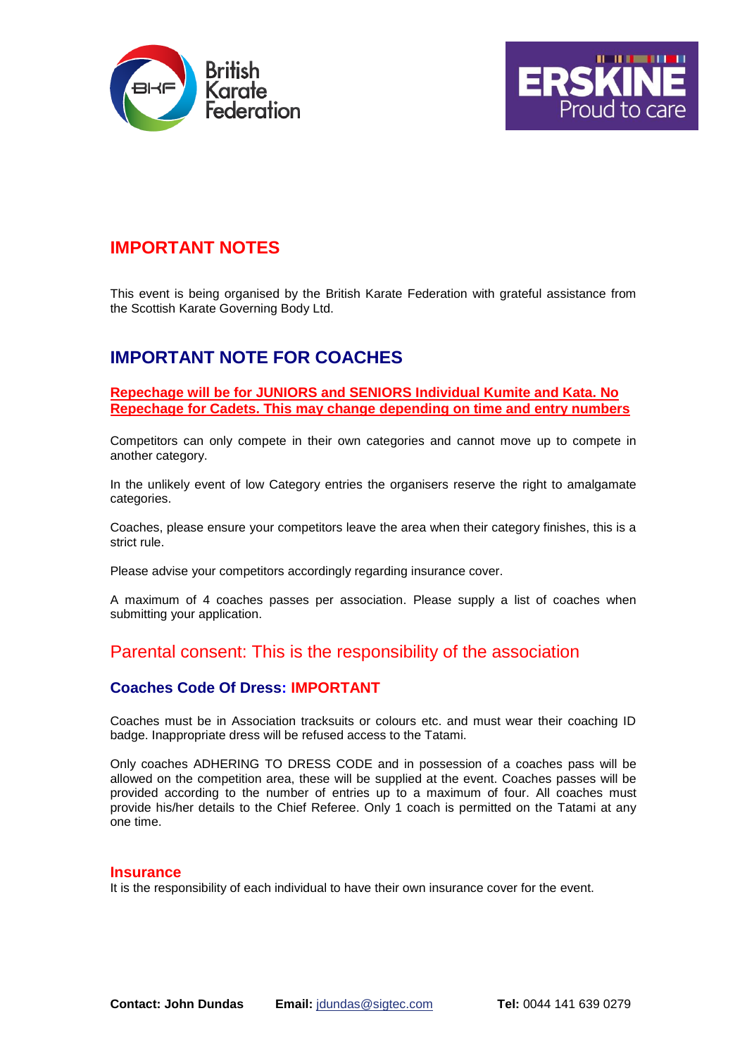## IMPORTANT NOTES

This event is being organised by the British Karate Federation with grateful assistance from the Scottish Karate Governing Body Ltd.

## IMPORTANT NOTE FOR COACHES

**Repechage will be for JUNIORS and SENIORS Individual Kumite and Kata. No Repechage for Cadets. This may change depending on time and entry numbers**

Competitors can only compete in their own categories and cannot move up to compete in another category.

In the unlikely event of low Category entries the organisers reserve the right to amalgamate categories.

Coaches, please ensure your competitors leave the area when their category finishes, this is a strict rule.

Please advise your competitors accordingly regarding insurance cover.

A maximum of 4 coaches passes per association. Please supply a list of coaches when submitting your application.

## Parental consent: This is the responsibility of the association

### Coaches Code Of Dress: IMPORTANT

Coaches must be in Association tracksuits or colours etc. and must wear their coaching ID badge. Inappropriate dress will be refused access to the Tatami.

Only coaches ADHERING TO DRESS CODE and in possession of a coaches pass will be allowed on the competition area, these will be supplied at the event. Coaches passes will be provided according to the number of entries up to a maximum of four. All coaches must provide his/her details to the Chief Referee. Only 1 coach is permitted on the Tatami at any one time.

### Insurance

It is the responsibility of each individual to have their own insurance cover for the event.

**Contact: John Dundas** **Email:** jdundas@sigtec.com **Tel:** 0044 141 639 0279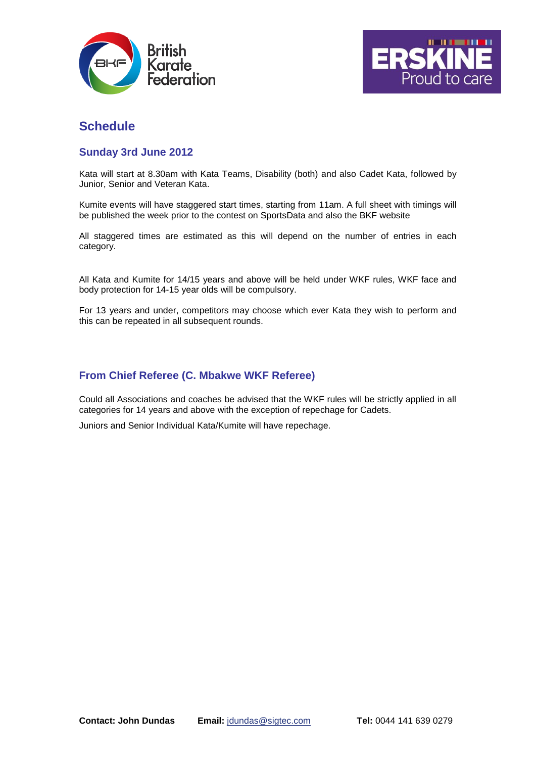## Schedule

### Sunday 3rd June 2012

Kata will start at 8.30am with Kata Teams, Disability (both) and also Cadet Kata, followed by Junior, Senior and Veteran Kata.

Kumite events will have staggered start times, starting from 11am. A full sheet with timings will be published the week prior to the contest on SportsData and also the BKF website

All staggered times are estimated as this will depend on the number of entries in each category.

All Kata and Kumite for 14/15 years and above will be held under WKF rules, WKF face and body protection for 14-15 year olds will be compulsory.

For 13 years and under, competitors may choose which ever Kata they wish to perform and this can be repeated in all subsequent rounds.

### From Chief Referee (C. Mbakwe WKF Referee)

Could all Associations and coaches be advised that the WKF rules will be strictly applied in all categories for 14 years and above with the exception of repechage for Cadets.

Juniors and Senior Individual Kata/Kumite will have repechage.

**Contact: John Dundas** **Email:** jdundas@sigtec.com **Tel:** 0044 141 639 0279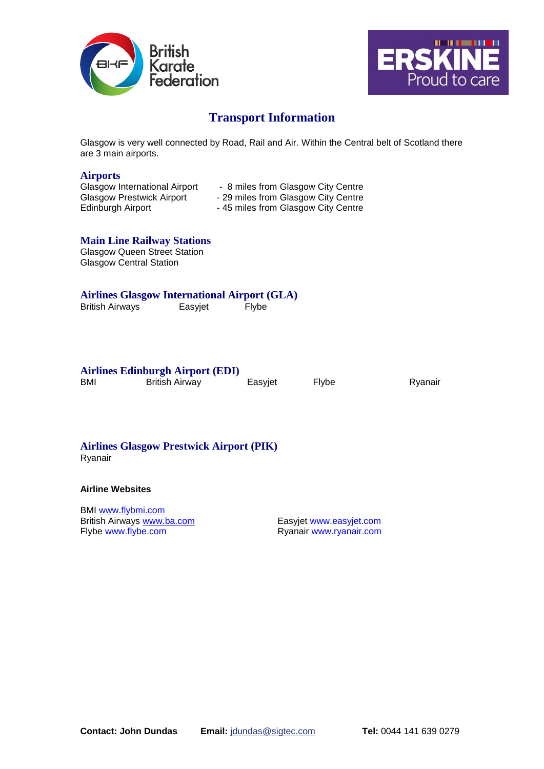British Karate Federation

ERSKINE Proud to care

# Transport Information

Glasgow is very well connected by Road, Rail and Air. Within the Central belt of Scotland there are 3 main airports.

## Airports

| | |
|---|---|
| Glasgow International Airport | - 8 miles from Glasgow City Centre |
| Glasgow Prestwick Airport | - 29 miles from Glasgow City Centre |
| Edinburgh Airport | - 45 miles from Glasgow City Centre |

## Main Line Railway Stations

Glasgow Queen Street Station
Glasgow Central Station

## Airlines Glasgow International Airport (GLA)

British Airways    Easyjet    Flybe

## Airlines Edinburgh Airport (EDI)

BMI    British Airway    Easyjet    Flybe    Ryanair

## Airlines Glasgow Prestwick Airport (PIK)

Ryanair

**Airline Websites**

BMI www.flybmi.com
British Airways www.ba.com
Flybe www.flybe.com
Easyjet www.easyjet.com
Ryanair www.ryanair.com

**Contact: John Dundas**    **Email:** jdundas@sigtec.com    **Tel:** 0044 141 639 0279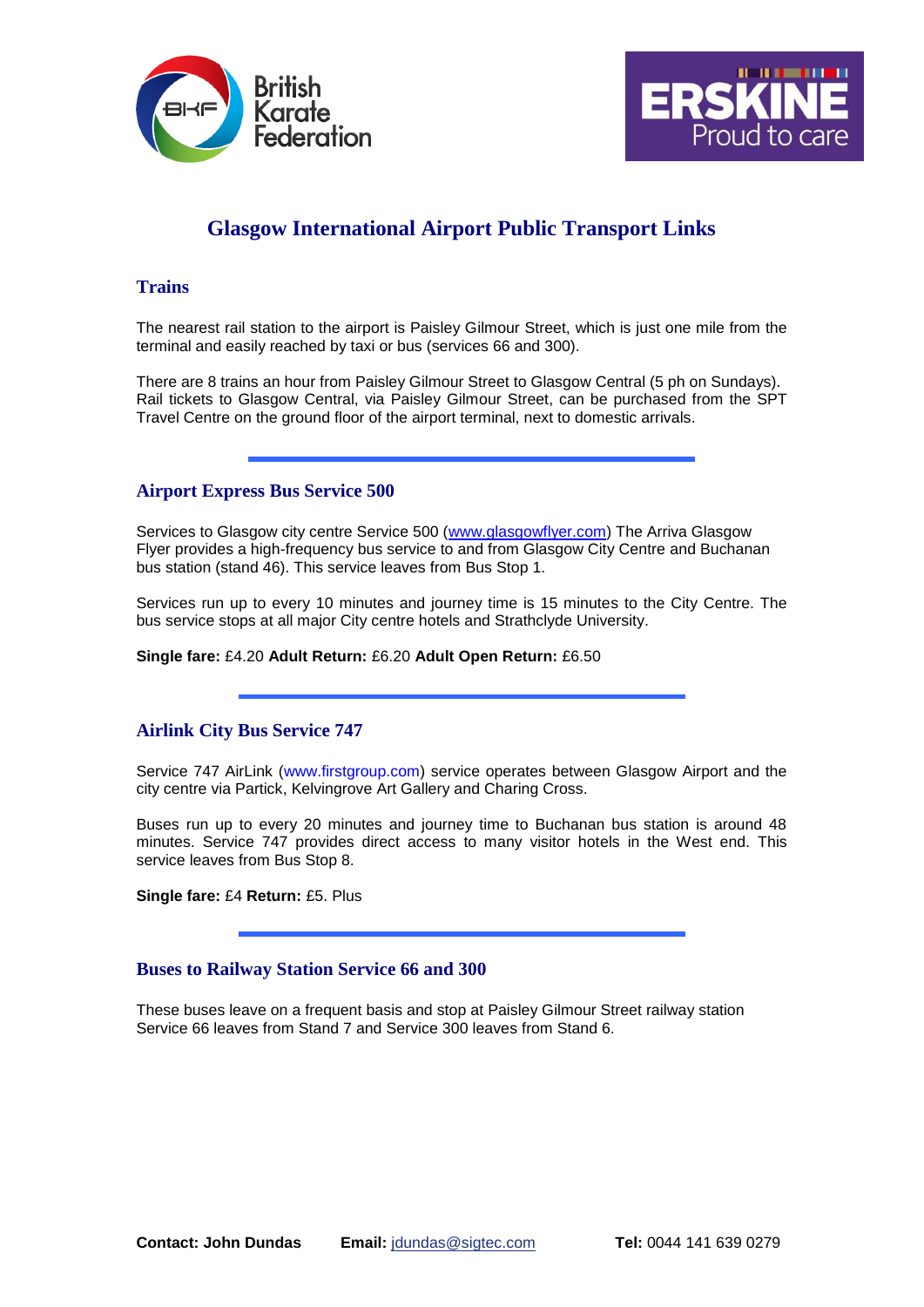# Glasgow International Airport Public Transport Links

## Trains

The nearest rail station to the airport is Paisley Gilmour Street, which is just one mile from the terminal and easily reached by taxi or bus (services 66 and 300).

There are 8 trains an hour from Paisley Gilmour Street to Glasgow Central (5 ph on Sundays). Rail tickets to Glasgow Central, via Paisley Gilmour Street, can be purchased from the SPT Travel Centre on the ground floor of the airport terminal, next to domestic arrivals.

---

## Airport Express Bus Service 500

Services to Glasgow city centre Service 500 (www.glasgowflyer.com) The Arriva Glasgow Flyer provides a high-frequency bus service to and from Glasgow City Centre and Buchanan bus station (stand 46). This service leaves from Bus Stop 1.

Services run up to every 10 minutes and journey time is 15 minutes to the City Centre. The bus service stops at all major City centre hotels and Strathclyde University.

**Single fare:** £4.20 **Adult Return:** £6.20 **Adult Open Return:** £6.50

---

## Airlink City Bus Service 747

Service 747 AirLink (www.firstgroup.com) service operates between Glasgow Airport and the city centre via Partick, Kelvingrove Art Gallery and Charing Cross.

Buses run up to every 20 minutes and journey time to Buchanan bus station is around 48 minutes. Service 747 provides direct access to many visitor hotels in the West end. This service leaves from Bus Stop 8.

**Single fare:** £4 **Return:** £5. Plus

---

## Buses to Railway Station Service 66 and 300

These buses leave on a frequent basis and stop at Paisley Gilmour Street railway station
Service 66 leaves from Stand 7 and Service 300 leaves from Stand 6.

**Contact: John Dundas** **Email:** jdundas@sigtec.com **Tel:** 0044 141 639 0279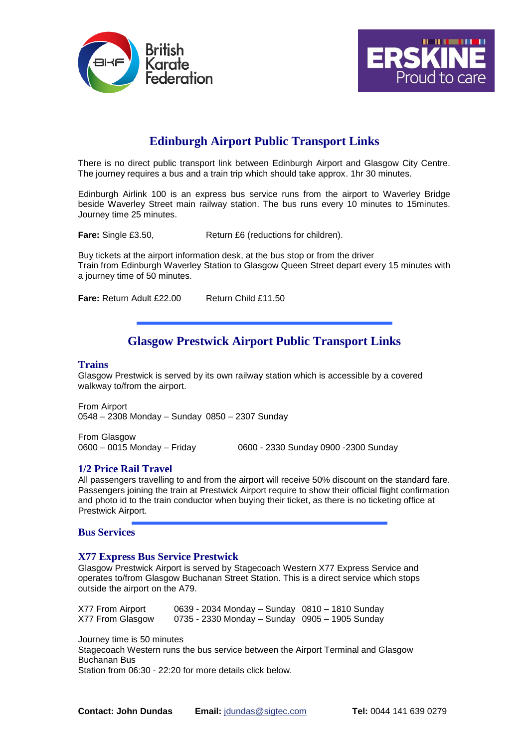## Edinburgh Airport Public Transport Links

There is no direct public transport link between Edinburgh Airport and Glasgow City Centre. The journey requires a bus and a train trip which should take approx. 1hr 30 minutes.

Edinburgh Airlink 100 is an express bus service runs from the airport to Waverley Bridge beside Waverley Street main railway station. The bus runs every 10 minutes to 15minutes. Journey time 25 minutes.

**Fare:** Single £3.50,    Return £6 (reductions for children).

Buy tickets at the airport information desk, at the bus stop or from the driver
Train from Edinburgh Waverley Station to Glasgow Queen Street depart every 15 minutes with a journey time of 50 minutes.

**Fare:** Return Adult £22.00    Return Child £11.50

---

## Glasgow Prestwick Airport Public Transport Links

### Trains

Glasgow Prestwick is served by its own railway station which is accessible by a covered walkway to/from the airport.

From Airport
0548 – 2308 Monday – Sunday 0850 – 2307 Sunday

From Glasgow
0600 – 0015 Monday – Friday    0600 - 2330 Sunday 0900 -2300 Sunday

### 1/2 Price Rail Travel

All passengers travelling to and from the airport will receive 50% discount on the standard fare. Passengers joining the train at Prestwick Airport require to show their official flight confirmation and photo id to the train conductor when buying their ticket, as there is no ticketing office at Prestwick Airport.

---

### Bus Services

### X77 Express Bus Service Prestwick

Glasgow Prestwick Airport is served by Stagecoach Western X77 Express Service and operates to/from Glasgow Buchanan Street Station. This is a direct service which stops outside the airport on the A79.

X77 From Airport    0639 - 2034 Monday – Sunday  0810 – 1810 Sunday
X77 From Glasgow    0735 - 2330 Monday – Sunday  0905 – 1905 Sunday

Journey time is 50 minutes
Stagecoach Western runs the bus service between the Airport Terminal and Glasgow Buchanan Bus
Station from 06:30 - 22:20 for more details click below.

**Contact: John Dundas**    **Email:** jdundas@sigtec.com    **Tel:** 0044 141 639 0279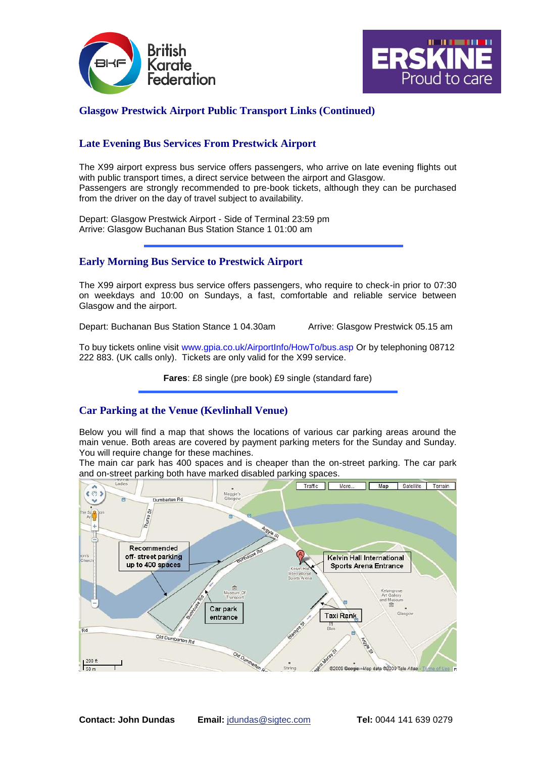## Glasgow Prestwick Airport Public Transport Links (Continued)

### Late Evening Bus Services From Prestwick Airport

The X99 airport express bus service offers passengers, who arrive on late evening flights out with public transport times, a direct service between the airport and Glasgow.
Passengers are strongly recommended to pre-book tickets, although they can be purchased from the driver on the day of travel subject to availability.

Depart: Glasgow Prestwick Airport - Side of Terminal 23:59 pm
Arrive: Glasgow Buchanan Bus Station Stance 1 01:00 am

---

### Early Morning Bus Service to Prestwick Airport

The X99 airport express bus service offers passengers, who require to check-in prior to 07:30 on weekdays and 10:00 on Sundays, a fast, comfortable and reliable service between Glasgow and the airport.

Depart: Buchanan Bus Station Stance 1 04.30am     Arrive: Glasgow Prestwick 05.15 am

To buy tickets online visit www.gpia.co.uk/AirportInfo/HowTo/bus.asp Or by telephoning 08712 222 883. (UK calls only). Tickets are only valid for the X99 service.

**Fares**: £8 single (pre book) £9 single (standard fare)

---

### Car Parking at the Venue (Kevlinhall Venue)

Below you will find a map that shows the locations of various car parking areas around the main venue. Both areas are covered by payment parking meters for the Sunday and Sunday. You will require change for these machines.
The main car park has 400 spaces and is cheaper than the on-street parking. The car park and on-street parking both have marked disabled parking spaces.

**Contact: John Dundas** **Email:** jdundas@sigtec.com **Tel:** 0044 141 639 0279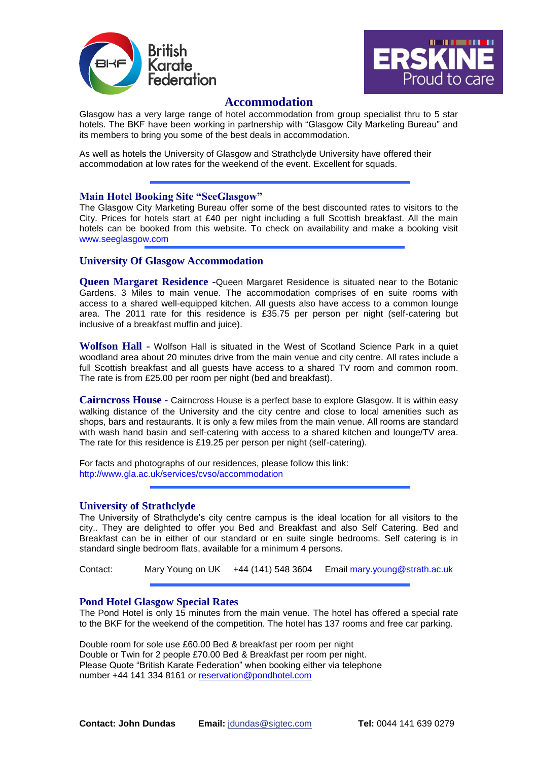# Accommodation

Glasgow has a very large range of hotel accommodation from group specialist thru to 5 star hotels. The BKF have been working in partnership with "Glasgow City Marketing Bureau" and its members to bring you some of the best deals in accommodation.

As well as hotels the University of Glasgow and Strathclyde University have offered their accommodation at low rates for the weekend of the event. Excellent for squads.

---

## Main Hotel Booking Site "SeeGlasgow"

The Glasgow City Marketing Bureau offer some of the best discounted rates to visitors to the City. Prices for hotels start at £40 per night including a full Scottish breakfast. All the main hotels can be booked from this website. To check on availability and make a booking visit www.seeglasgow.com

---

## University Of Glasgow Accommodation

**Queen Margaret Residence** -Queen Margaret Residence is situated near to the Botanic Gardens. 3 Miles to main venue. The accommodation comprises of en suite rooms with access to a shared well-equipped kitchen. All guests also have access to a common lounge area. The 2011 rate for this residence is £35.75 per person per night (self-catering but inclusive of a breakfast muffin and juice).

**Wolfson Hall** - Wolfson Hall is situated in the West of Scotland Science Park in a quiet woodland area about 20 minutes drive from the main venue and city centre. All rates include a full Scottish breakfast and all guests have access to a shared TV room and common room. The rate is from £25.00 per room per night (bed and breakfast).

**Cairncross House** - Cairncross House is a perfect base to explore Glasgow. It is within easy walking distance of the University and the city centre and close to local amenities such as shops, bars and restaurants. It is only a few miles from the main venue. All rooms are standard with wash hand basin and self-catering with access to a shared kitchen and lounge/TV area. The rate for this residence is £19.25 per person per night (self-catering).

For facts and photographs of our residences, please follow this link:
http://www.gla.ac.uk/services/cvso/accommodation

---

## University of Strathclyde

The University of Strathclyde's city centre campus is the ideal location for all visitors to the city.. They are delighted to offer you Bed and Breakfast and also Self Catering. Bed and Breakfast can be in either of our standard or en suite single bedrooms. Self catering is in standard single bedroom flats, available for a minimum 4 persons.

Contact: Mary Young on UK +44 (141) 548 3604 Email mary.young@strath.ac.uk

---

## Pond Hotel Glasgow Special Rates

The Pond Hotel is only 15 minutes from the main venue. The hotel has offered a special rate to the BKF for the weekend of the competition. The hotel has 137 rooms and free car parking.

Double room for sole use £60.00 Bed & breakfast per room per night
Double or Twin for 2 people £70.00 Bed & Breakfast per room per night.
Please Quote "British Karate Federation" when booking either via telephone number +44 141 334 8161 or reservation@pondhotel.com

**Contact: John Dundas** **Email:** jdundas@sigtec.com **Tel:** 0044 141 639 0279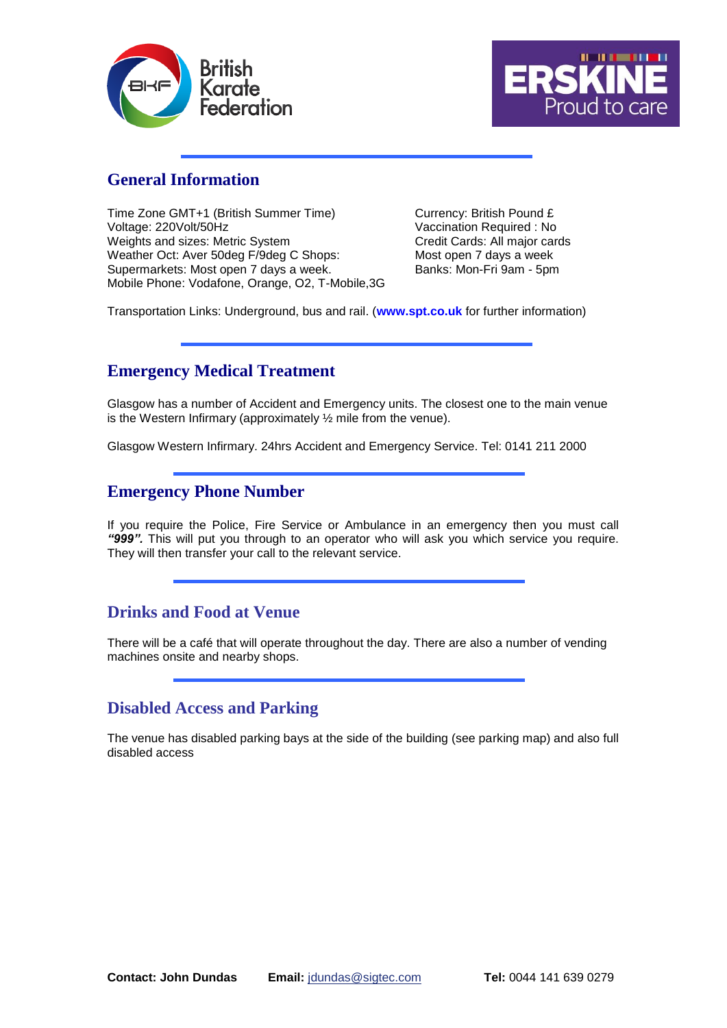## General Information

Time Zone GMT+1 (British Summer Time)
Voltage: 220Volt/50Hz
Weights and sizes: Metric System
Weather Oct: Aver 50deg F/9deg C Shops:
Supermarkets: Most open 7 days a week.
Mobile Phone: Vodafone, Orange, O2, T-Mobile,3G

Currency: British Pound £
Vaccination Required : No
Credit Cards: All major cards
Most open 7 days a week
Banks: Mon-Fri 9am - 5pm

Transportation Links: Underground, bus and rail. (**www.spt.co.uk** for further information)

## Emergency Medical Treatment

Glasgow has a number of Accident and Emergency units. The closest one to the main venue is the Western Infirmary (approximately ½ mile from the venue).

Glasgow Western Infirmary. 24hrs Accident and Emergency Service. Tel: 0141 211 2000

## Emergency Phone Number

If you require the Police, Fire Service or Ambulance in an emergency then you must call ***"999".*** This will put you through to an operator who will ask you which service you require. They will then transfer your call to the relevant service.

## Drinks and Food at Venue

There will be a café that will operate throughout the day. There are also a number of vending machines onsite and nearby shops.

## Disabled Access and Parking

The venue has disabled parking bays at the side of the building (see parking map) and also full disabled access

**Contact: John Dundas** **Email:** jdundas@sigtec.com **Tel:** 0044 141 639 0279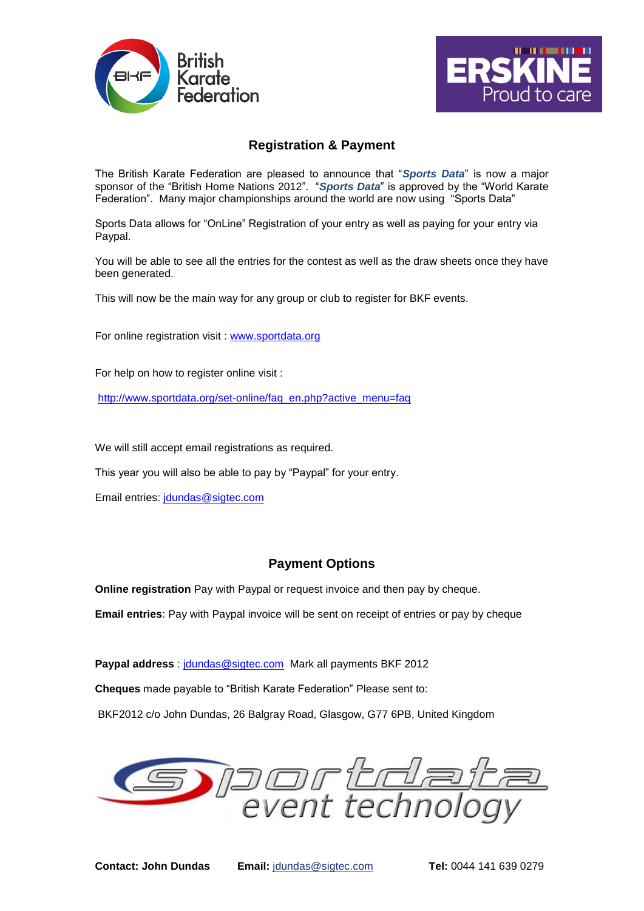## Registration & Payment

The British Karate Federation are pleased to announce that "***Sports Data***" is now a major sponsor of the "British Home Nations 2012". "***Sports Data***" is approved by the "World Karate Federation". Many major championships around the world are now using "Sports Data"

Sports Data allows for "OnLine" Registration of your entry as well as paying for your entry via Paypal.

You will be able to see all the entries for the contest as well as the draw sheets once they have been generated.

This will now be the main way for any group or club to register for BKF events.

For online registration visit : www.sportdata.org

For help on how to register online visit :

http://www.sportdata.org/set-online/faq_en.php?active_menu=faq

We will still accept email registrations as required.

This year you will also be able to pay by "Paypal" for your entry.

Email entries: jdundas@sigtec.com

## Payment Options

**Online registration** Pay with Paypal or request invoice and then pay by cheque.

**Email entries**: Pay with Paypal invoice will be sent on receipt of entries or pay by cheque

**Paypal address** : jdundas@sigtec.com Mark all payments BKF 2012

**Cheques** made payable to "British Karate Federation" Please sent to:

BKF2012 c/o John Dundas, 26 Balgray Road, Glasgow, G77 6PB, United Kingdom

**Contact: John Dundas** **Email:** jdundas@sigtec.com **Tel:** 0044 141 639 0279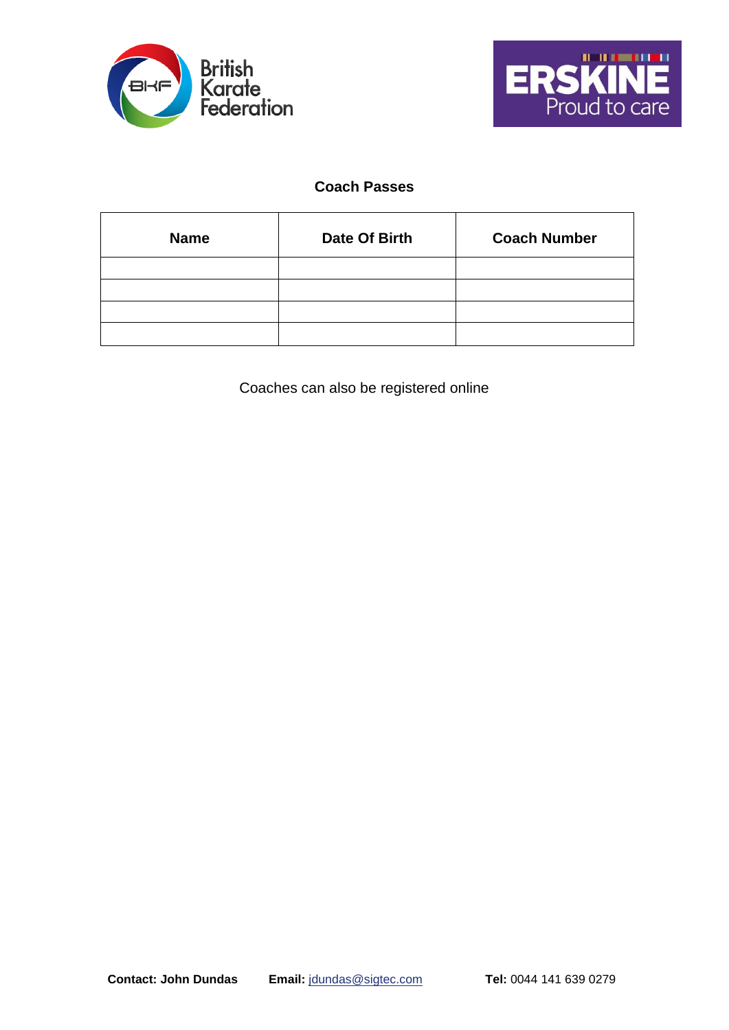## Coach Passes

| Name | Date Of Birth | Coach Number |
|---|---|---|
| | | |
| | | |
| | | |
| | | |

Coaches can also be registered online

**Contact: John Dundas** **Email:** jdundas@sigtec.com **Tel:** 0044 141 639 0279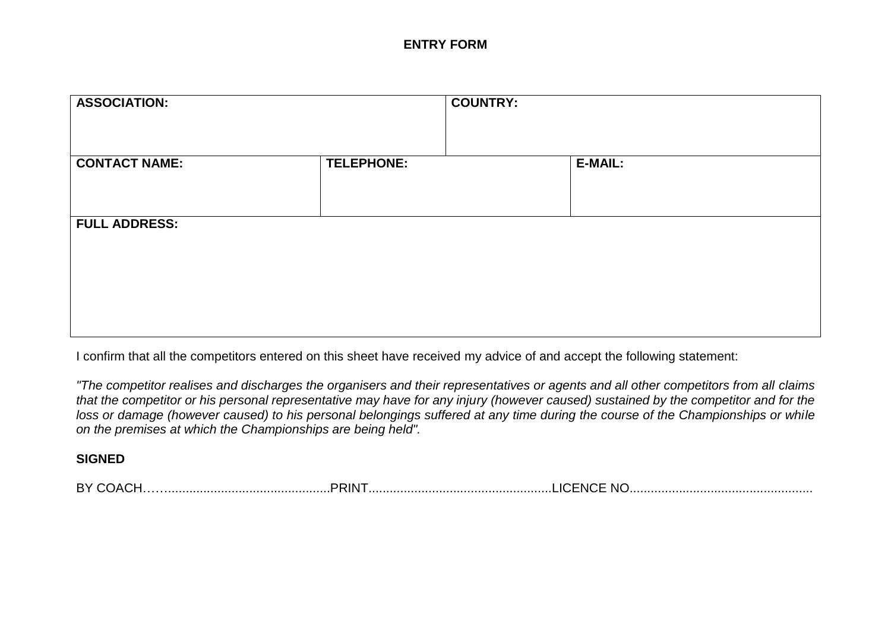# ENTRY FORM

| ASSOCIATION: | | COUNTRY: | |
|---|---|---|---|
| **CONTACT NAME:** | **TELEPHONE:** | | **E-MAIL:** |
| **FULL ADDRESS:** | | | |

I confirm that all the competitors entered on this sheet have received my advice of and accept the following statement:

*"The competitor realises and discharges the organisers and their representatives or agents and all other competitors from all claims that the competitor or his personal representative may have for any injury (however caused) sustained by the competitor and for the loss or damage (however caused) to his personal belongings suffered at any time during the course of the Championships or while on the premises at which the Championships are being held".*

**SIGNED**

BY COACH……..............................................PRINT...................................................LICENCE NO...................................................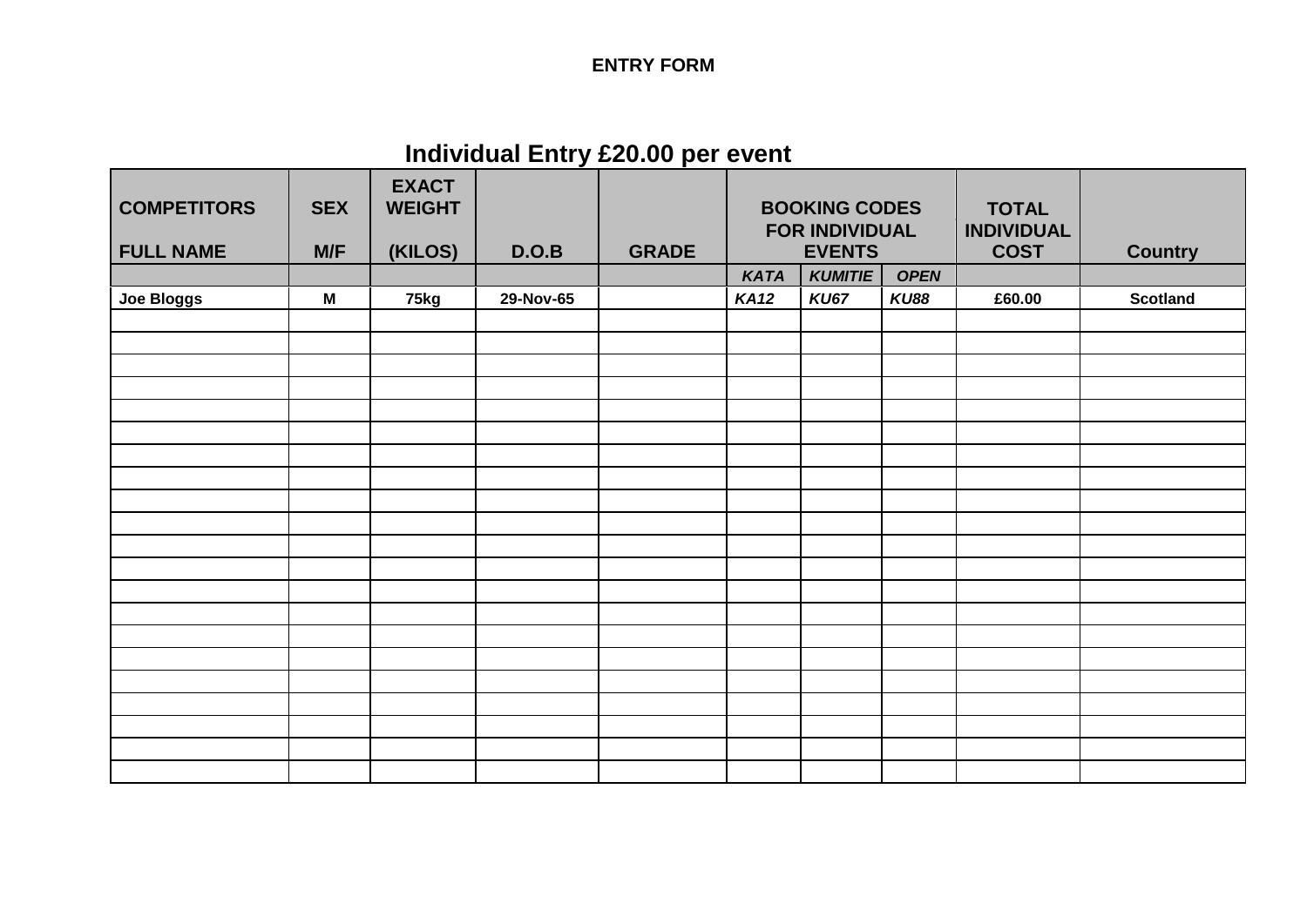**ENTRY FORM**

## Individual Entry £20.00 per event

| COMPETITORS FULL NAME | SEX M/F | EXACT WEIGHT (KILOS) | D.O.B | GRADE | BOOKING CODES FOR INDIVIDUAL EVENTS | | | TOTAL INDIVIDUAL COST | Country |
|---|---|---|---|---|---|---|---|---|---|
| | | | | | ***KATA*** | ***KUMITIE*** | ***OPEN*** | | |
| **Joe Bloggs** | **M** | **75kg** | **29-Nov-65** | | ***KA12*** | ***KU67*** | ***KU88*** | **£60.00** | **Scotland** |
| | | | | | | | | | |
| | | | | | | | | | |
| | | | | | | | | | |
| | | | | | | | | | |
| | | | | | | | | | |
| | | | | | | | | | |
| | | | | | | | | | |
| | | | | | | | | | |
| | | | | | | | | | |
| | | | | | | | | | |
| | | | | | | | | | |
| | | | | | | | | | |
| | | | | | | | | | |
| | | | | | | | | | |
| | | | | | | | | | |
| | | | | | | | | | |
| | | | | | | | | | |
| | | | | | | | | | |
| | | | | | | | | | |
| | | | | | | | | | |
| | | | | | | | | | |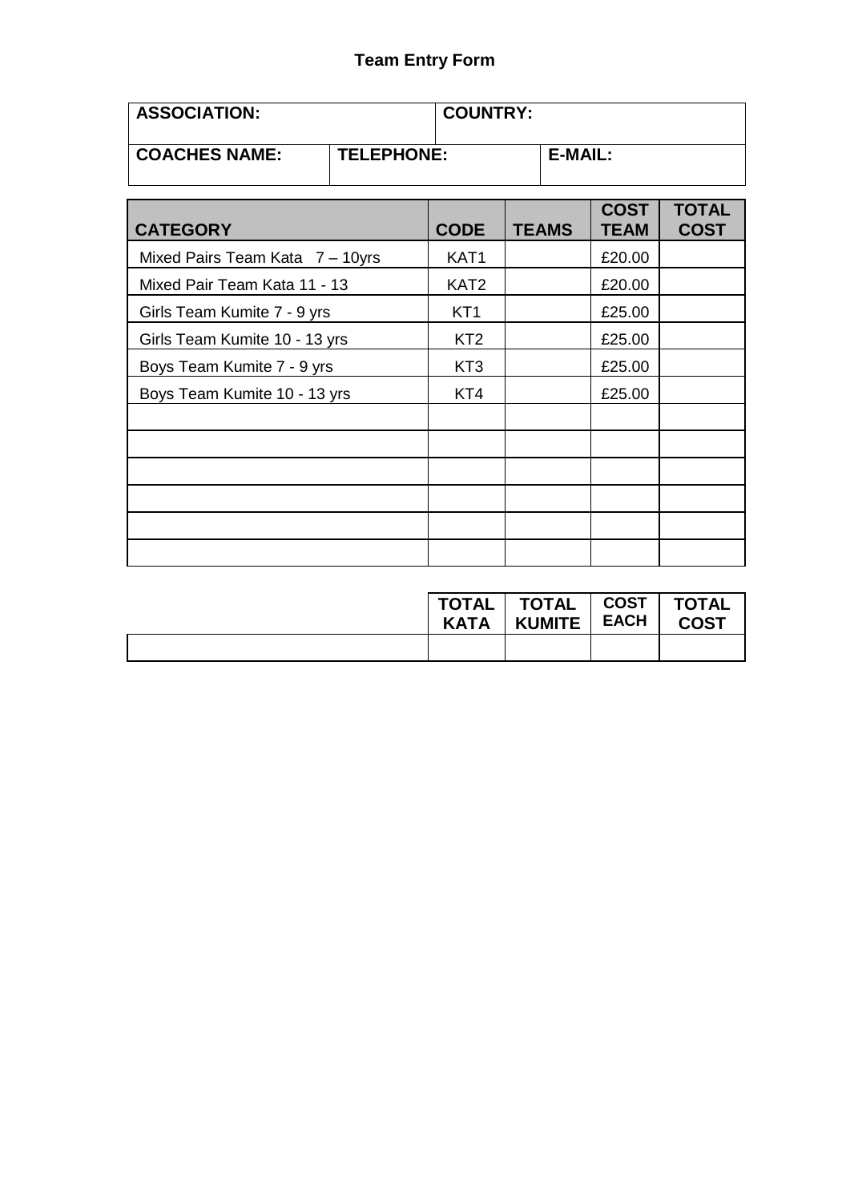# Team Entry Form

| ASSOCIATION: | | COUNTRY: |
|---|---|---|
| **COACHES NAME:** | **TELEPHONE:** | **E-MAIL:** |

| CATEGORY | CODE | TEAMS | COST TEAM | TOTAL COST |
|---|---|---|---|---|
| Mixed Pairs Team Kata 7 – 10yrs | KAT1 | | £20.00 | |
| Mixed Pair Team Kata 11 - 13 | KAT2 | | £20.00 | |
| Girls Team Kumite 7 - 9 yrs | KT1 | | £25.00 | |
| Girls Team Kumite 10 - 13 yrs | KT2 | | £25.00 | |
| Boys Team Kumite 7 - 9 yrs | KT3 | | £25.00 | |
| Boys Team Kumite 10 - 13 yrs | KT4 | | £25.00 | |
| | | | | |
| | | | | |
| | | | | |
| | | | | |
| | | | | |
| | | | | |

| | TOTAL KATA | TOTAL KUMITE | COST EACH | TOTAL COST |
|---|---|---|---|---|
| | | | | |